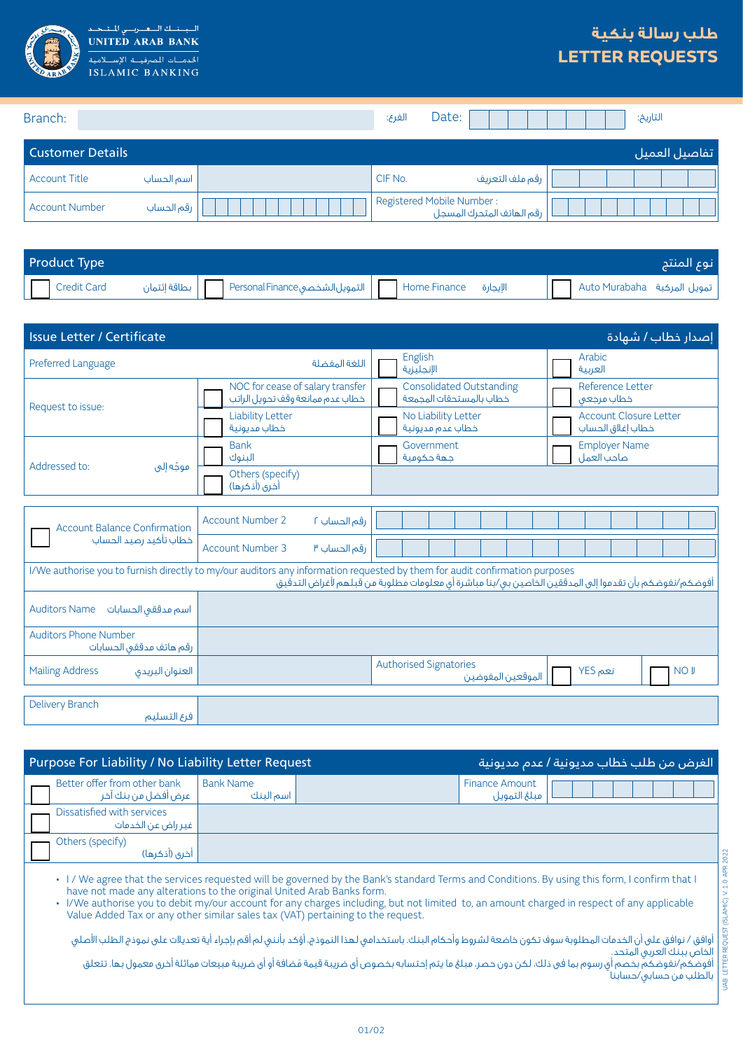البـنـك الـعـربـي المـتـحـد
UNITED ARAB BANK
الخدمات المصرفيـة الإسـلامية
ISLAMIC BANKING

# طلب رسالة بنكية
# LETTER REQUESTS

| Branch: | | الفرع: | Date: | | التاريخ: |
|---|---|---|---|---|---|

## Customer Details — تفاصيل العميل

| | | | |
|---|---|---|---|
| Account Title اسم الحساب | | CIF No. رقم ملف التعريف | |
| Account Number رقم الحساب | | Registered Mobile Number : رقم الهاتف المتحرك المسجل | |

## Product Type — نوع المنتج

| | | | |
|---|---|---|---|
| ☐ Credit Card بطاقة إئتمان | ☐ Personal Finance التمويل الشخصي | ☐ Home Finance الإجارة | ☐ Auto Murabaha تمويل المركبة |

## Issue Letter / Certificate — إصدار خطاب / شهادة

| | | | |
|---|---|---|---|
| Preferred Language اللغة المفضلة | | ☐ English الإنجليزية | ☐ Arabic العربية |
| Request to issue: | ☐ NOC for cease of salary transfer خطاب عدم ممانعة وقف تحويل الراتب | ☐ Consolidated Outstanding خطاب بالمستحقات المجمعة | ☐ Reference Letter خطاب مرجعي |
| | ☐ Liability Letter خطاب مديونية | ☐ No Liability Letter خطاب عدم مديونية | ☐ Account Closure Letter خطاب إغلاق الحساب |
| Addressed to: موجّه إلى | ☐ Bank البنوك | ☐ Government جهة حكومية | ☐ Employer Name صاحب العمل |
| | ☐ Others (specify) أخرى (أذكرها) | | |

| | | |
|---|---|---|
| ☐ Account Balance Confirmation خطاب تأكيد رصيد الحساب | Account Number 2 رقم الحساب ٢ | |
| | Account Number 3 رقم الحساب ٣ | |

I/We authorise you to furnish directly to my/our auditors any information requested by them for audit confirmation purposes
أفوضكم/نفوضكم بأن تقدموا إلى المدققين الخاصين بي/بنا مباشرة أي معلومات مطلوبة من قبلهم لأغراض التدقيق

| | | | | |
|---|---|---|---|---|
| Auditors Name اسم مدققي الحسابات | | | | |
| Auditors Phone Number رقم هاتف مدققي الحسابات | | | | |
| Mailing Address العنوان البريدي | | Authorised Signatories الموقعين المفوضين | ☐ YES نعم | ☐ NO لا |

| | |
|---|---|
| Delivery Branch فرع التسليم | |

## Purpose For Liability / No Liability Letter Request — الغرض من طلب خطاب مديونية / عدم مديونية

| | | | | |
|---|---|---|---|---|
| ☐ Better offer from other bank عرض أفضل من بنك آخر | Bank Name اسم البنك | | Finance Amount مبلغ التمويل | |
| ☐ Dissatisfied with services غير راض عن الخدمات | | | | |
| ☐ Others (specify) أخرى (أذكرها) | | | | |

- I / We agree that the services requested will be governed by the Bank's standard Terms and Conditions. By using this form, I confirm that I have not made any alterations to the original United Arab Banks form.
- I/We authorise you to debit my/our account for any charges including, but not limited to, an amount charged in respect of any applicable Value Added Tax or any other similar sales tax (VAT) pertaining to the request.

أوافق / نوافق على أن الخدمات المطلوبة سوف تكون خاضعة لشروط وأحكام البنك. باستخدامي لهذا النموذج، أؤكد بأنني لم أقم بإجراء أية تعديلات على نموذج الطلب الأصلي الخاص ببنك العربي المتحد.
أفوضكم/نفوضكم بخصم أي رسوم بما في ذلك، لكن دون حصر، مبلغ ما يتم إحتسابه بخصوص أي ضريبة قيمة مضافة أو أي ضريبة مبيعات مماثلة أخرى معمول بها، تتعلق بالطلب من حسابي/حساباتنا

UAB LETTER REQUEST (ISLAMIC) V 1.0 APR 2022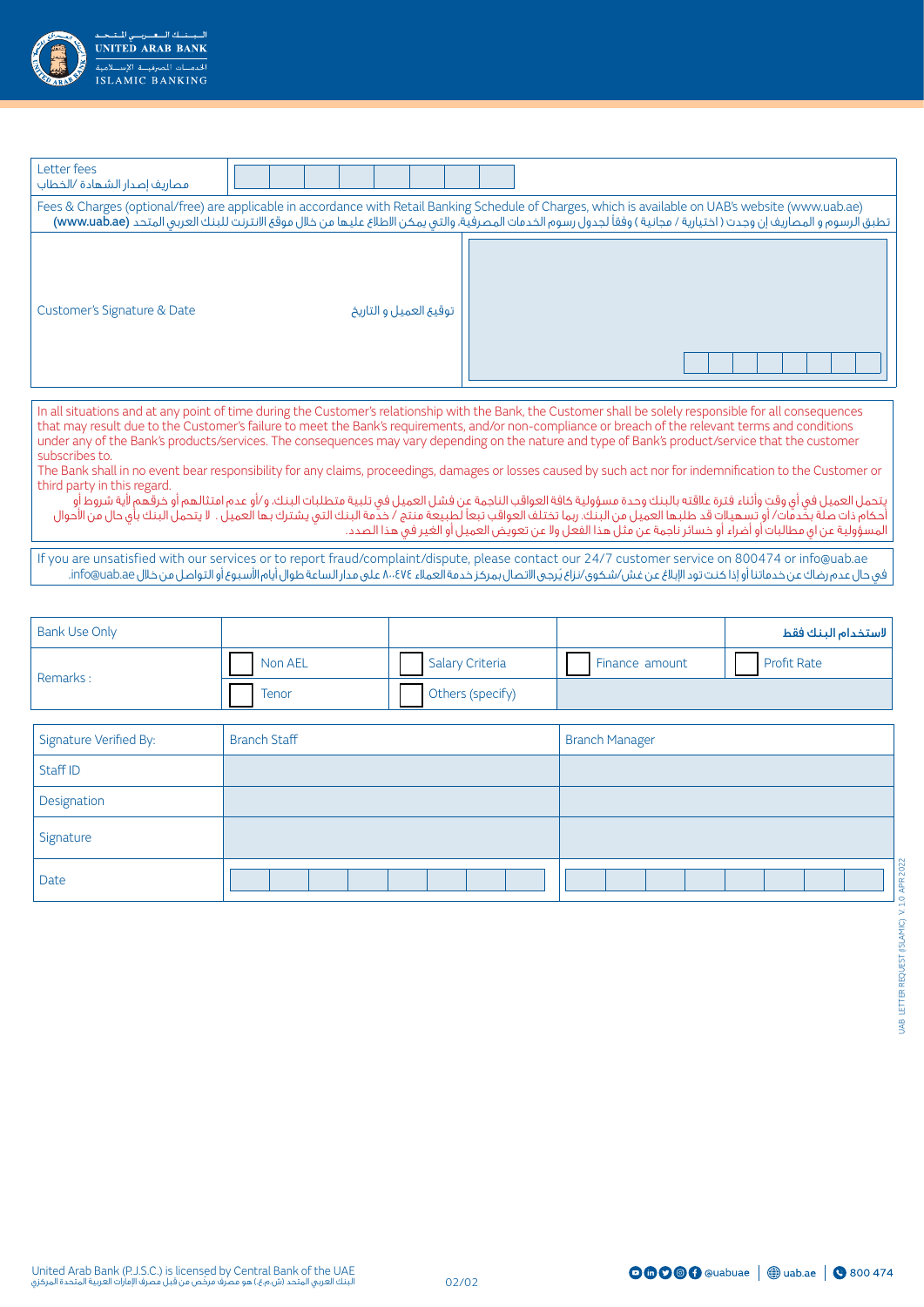| | |
|---|---|
| Letter fees<br>مصاريف إصدار الشهادة /الخطاب | |

Fees & Charges (optional/free) are applicable in accordance with Retail Banking Schedule of Charges, which is available on UAB's website (www.uab.ae)
تطبق الرسوم و المصاريف إن وجدت ( اختيارية / مجانية ) وفقاً لجدول رسوم الخدمات المصرفية، والتي يمكن الاطلاع عليها من خلال موقع الانترنت للبنك العربي المتحد (www.uab.ae)

| | |
|---|---|
| Customer's Signature & Date توقيع العميل و التاريخ | |

In all situations and at any point of time during the Customer's relationship with the Bank, the Customer shall be solely responsible for all consequences that may result due to the Customer's failure to meet the Bank's requirements, and/or non-compliance or breach of the relevant terms and conditions under any of the Bank's products/services. The consequences may vary depending on the nature and type of Bank's product/service that the customer subscribes to.
The Bank shall in no event bear responsibility for any claims, proceedings, damages or losses caused by such act nor for indemnification to the Customer or third party in this regard.
يتحمل العميل في أي وقت وأثناء فترة علاقته بالبنك وحده مسؤولية كافة العواقب الناجمة عن فشل العميل في تلبية متطلبات البنك، و/أو عدم امتثالهم أو خرقهم لأية شروط أو أحكام ذات صلة بخدمات/ أو تسهيلات قد طلبها العميل من البنك. ربما تختلف العواقب تبعاً لطبيعة منتج / خدمة البنك التي يشترك بها العميل . لا يتحمل البنك بأي حال من الأحوال المسؤولية عن اي مطالبات أو أضرار أو خسائر ناجمة عن مثل هذا الفعل ولا عن تعويض العميل أو الغير في هذا الصدد.

If you are unsatisfied with our services or to report fraud/complaint/dispute, please contact our 24/7 customer service on 800474 or info@uab.ae
في حال عدم رضاك عن خدماتنا أو إذا كنت تود الإبلاغ عن غش/شكوى/نزاع يُرجى الاتصال بمركز خدمة العملاء ٨٠٠٤٧٤ على مدار الساعة طوال أيام الأسبوع أو التواصل من خلال info@uab.ae.

| Bank Use Only | | | | لاستخدام البنك فقط |
|---|---|---|---|---|
| Remarks : | ☐ Non AEL | ☐ Salary Criteria | ☐ Finance amount | ☐ Profit Rate |
| | ☐ Tenor | ☐ Others (specify) | | |

| Signature Verified By: | Branch Staff | Branch Manager |
|---|---|---|
| Staff ID | | |
| Designation | | |
| Signature | | |
| Date | | |

United Arab Bank (P.J.S.C.) is licensed by Central Bank of the UAE
البنك العربي المتحد (ش.م.ع.) هو مصرف مرخص من قبل مصرف الإمارات العربية المتحدة المركزي

@uabuae | uab.ae | 800 474

UAB LETTER REQUEST (ISLAMIC) V. 1.0 APR 2022